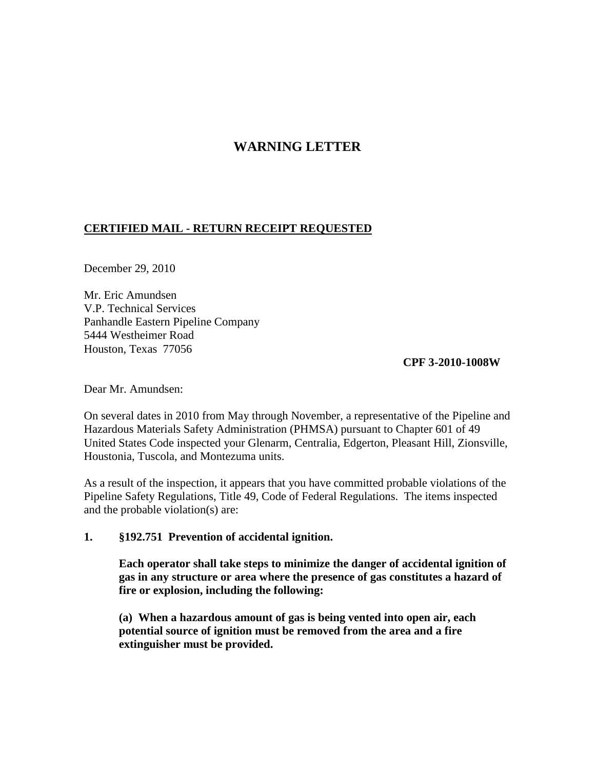# WARNING LETTER

**CERTIFIED MAIL - RETURN RECEIPT REQUESTED**

December 29, 2010

Mr. Eric Amundsen
V.P. Technical Services
Panhandle Eastern Pipeline Company
5444 Westheimer Road
Houston, Texas 77056

**CPF 3-2010-1008W**

Dear Mr. Amundsen:

On several dates in 2010 from May through November, a representative of the Pipeline and Hazardous Materials Safety Administration (PHMSA) pursuant to Chapter 601 of 49 United States Code inspected your Glenarm, Centralia, Edgerton, Pleasant Hill, Zionsville, Houstonia, Tuscola, and Montezuma units.

As a result of the inspection, it appears that you have committed probable violations of the Pipeline Safety Regulations, Title 49, Code of Federal Regulations. The items inspected and the probable violation(s) are:

**1. §192.751 Prevention of accidental ignition.**

**Each operator shall take steps to minimize the danger of accidental ignition of gas in any structure or area where the presence of gas constitutes a hazard of fire or explosion, including the following:**

**(a) When a hazardous amount of gas is being vented into open air, each potential source of ignition must be removed from the area and a fire extinguisher must be provided.**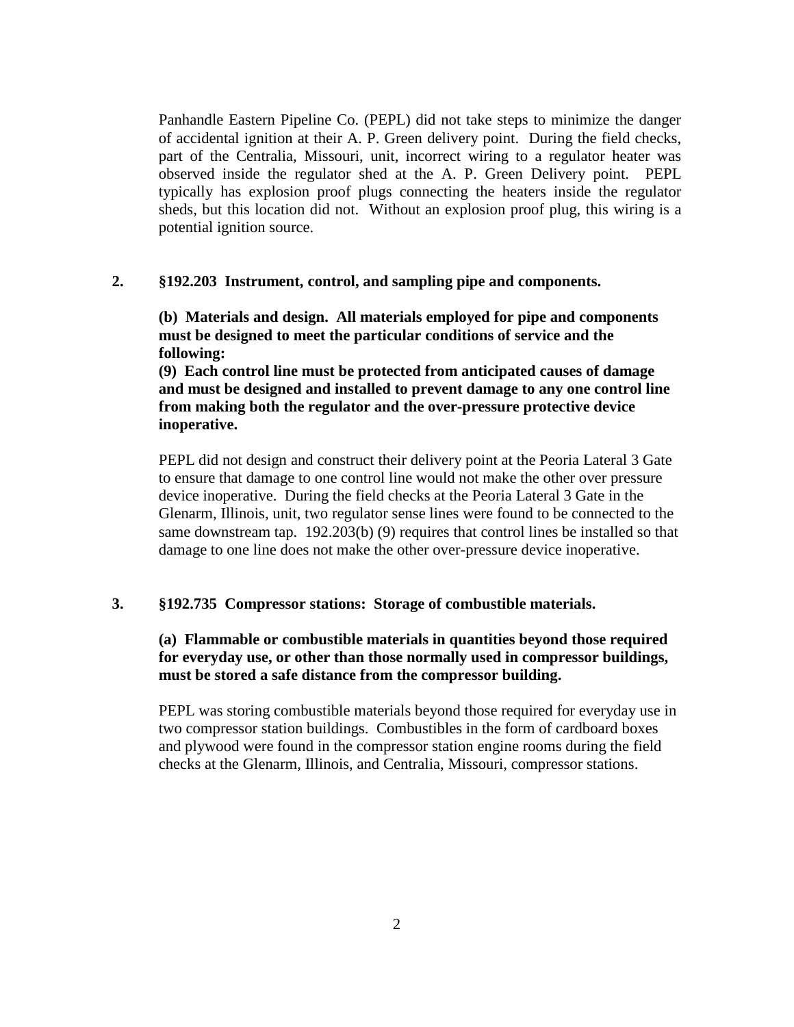Panhandle Eastern Pipeline Co. (PEPL) did not take steps to minimize the danger of accidental ignition at their A. P. Green delivery point. During the field checks, part of the Centralia, Missouri, unit, incorrect wiring to a regulator heater was observed inside the regulator shed at the A. P. Green Delivery point. PEPL typically has explosion proof plugs connecting the heaters inside the regulator sheds, but this location did not. Without an explosion proof plug, this wiring is a potential ignition source.

**2. §192.203 Instrument, control, and sampling pipe and components.**

**(b) Materials and design. All materials employed for pipe and components must be designed to meet the particular conditions of service and the following:**
**(9) Each control line must be protected from anticipated causes of damage and must be designed and installed to prevent damage to any one control line from making both the regulator and the over-pressure protective device inoperative.**

PEPL did not design and construct their delivery point at the Peoria Lateral 3 Gate to ensure that damage to one control line would not make the other over pressure device inoperative. During the field checks at the Peoria Lateral 3 Gate in the Glenarm, Illinois, unit, two regulator sense lines were found to be connected to the same downstream tap. 192.203(b) (9) requires that control lines be installed so that damage to one line does not make the other over-pressure device inoperative.

**3. §192.735 Compressor stations: Storage of combustible materials.**

**(a) Flammable or combustible materials in quantities beyond those required for everyday use, or other than those normally used in compressor buildings, must be stored a safe distance from the compressor building.**

PEPL was storing combustible materials beyond those required for everyday use in two compressor station buildings. Combustibles in the form of cardboard boxes and plywood were found in the compressor station engine rooms during the field checks at the Glenarm, Illinois, and Centralia, Missouri, compressor stations.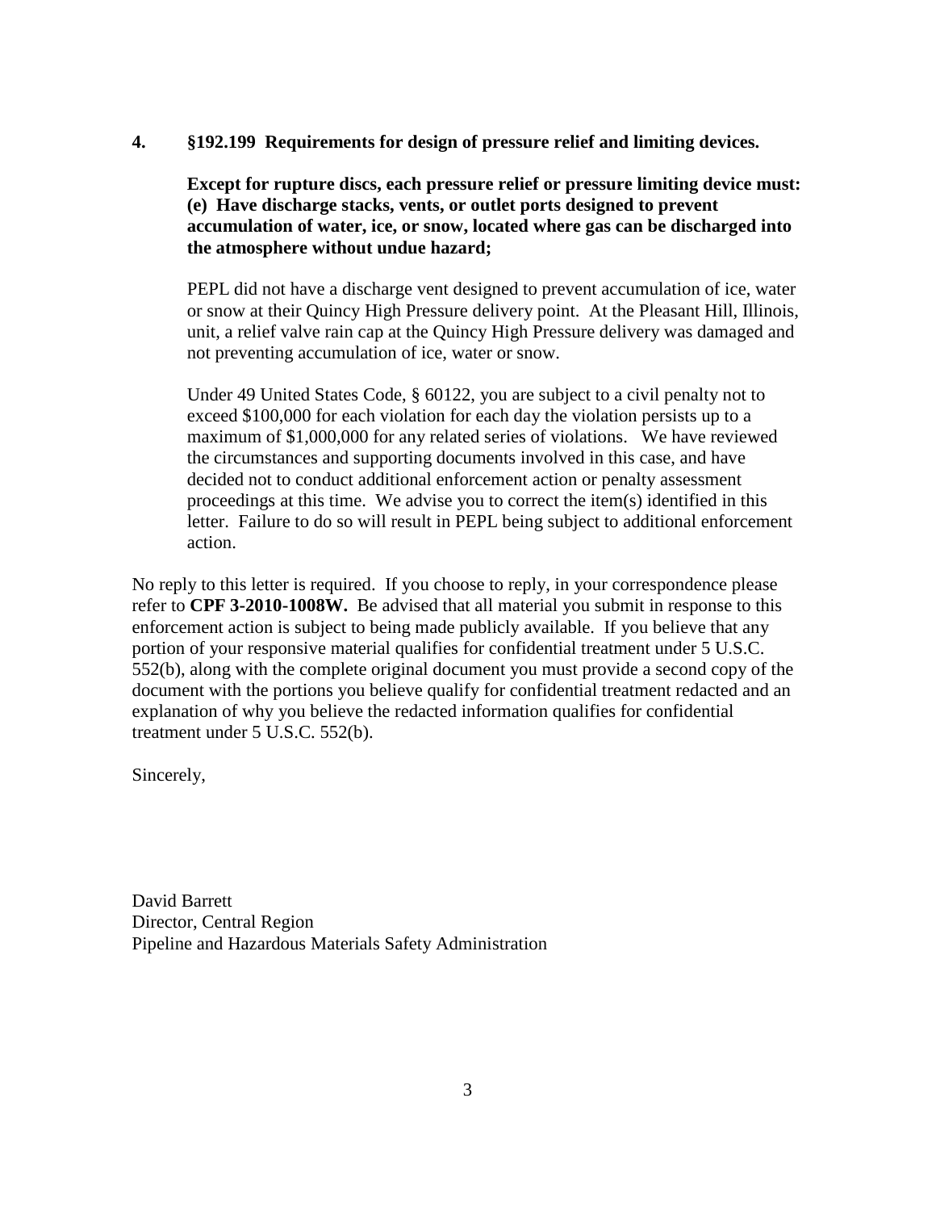**4. §192.199 Requirements for design of pressure relief and limiting devices.**

**Except for rupture discs, each pressure relief or pressure limiting device must: (e) Have discharge stacks, vents, or outlet ports designed to prevent accumulation of water, ice, or snow, located where gas can be discharged into the atmosphere without undue hazard;**

PEPL did not have a discharge vent designed to prevent accumulation of ice, water or snow at their Quincy High Pressure delivery point. At the Pleasant Hill, Illinois, unit, a relief valve rain cap at the Quincy High Pressure delivery was damaged and not preventing accumulation of ice, water or snow.

Under 49 United States Code, § 60122, you are subject to a civil penalty not to exceed $100,000 for each violation for each day the violation persists up to a maximum of $1,000,000 for any related series of violations. We have reviewed the circumstances and supporting documents involved in this case, and have decided not to conduct additional enforcement action or penalty assessment proceedings at this time. We advise you to correct the item(s) identified in this letter. Failure to do so will result in PEPL being subject to additional enforcement action.

No reply to this letter is required. If you choose to reply, in your correspondence please refer to **CPF 3-2010-1008W.** Be advised that all material you submit in response to this enforcement action is subject to being made publicly available. If you believe that any portion of your responsive material qualifies for confidential treatment under 5 U.S.C. 552(b), along with the complete original document you must provide a second copy of the document with the portions you believe qualify for confidential treatment redacted and an explanation of why you believe the redacted information qualifies for confidential treatment under 5 U.S.C. 552(b).

Sincerely,

David Barrett
Director, Central Region
Pipeline and Hazardous Materials Safety Administration